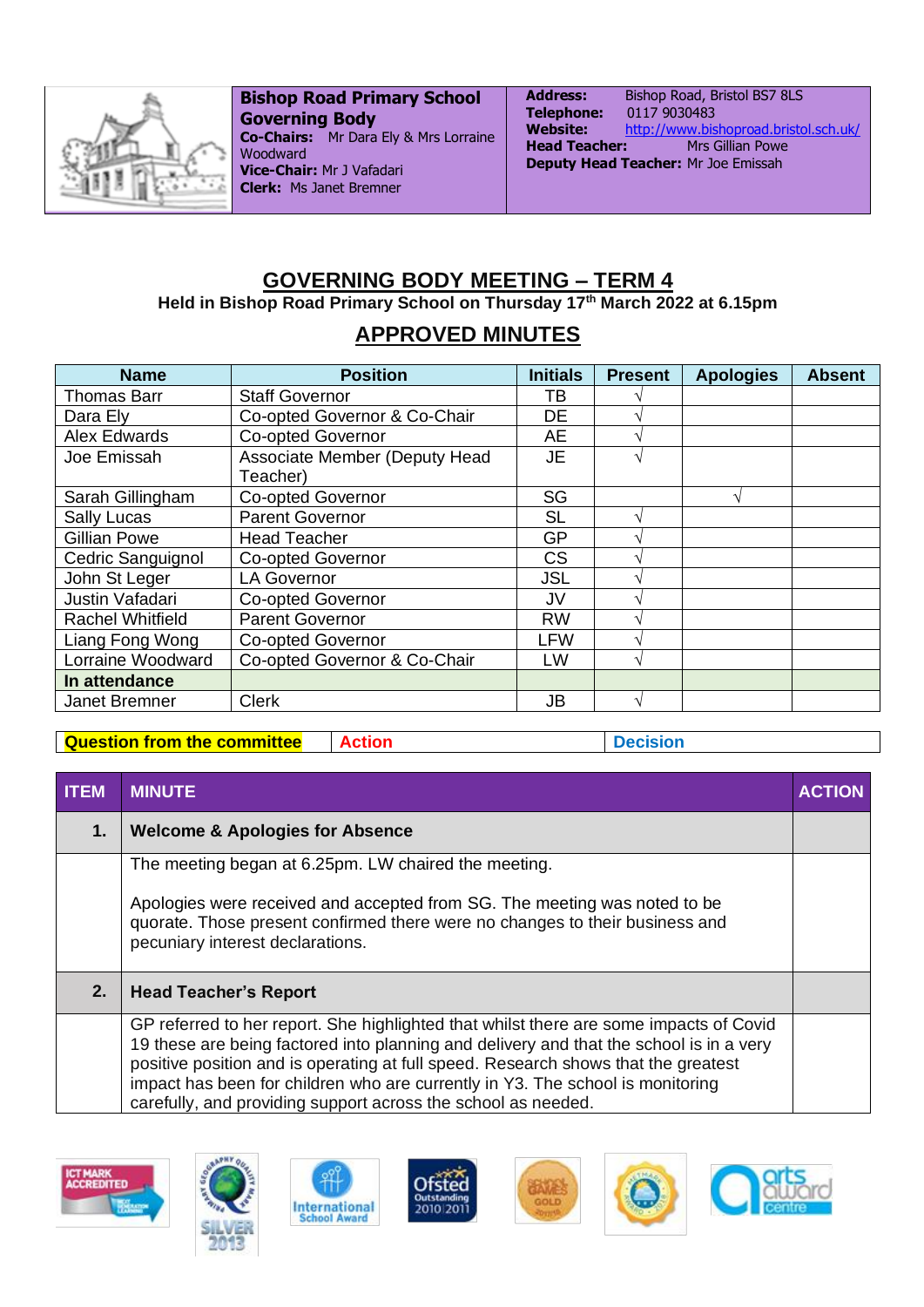**Bishop Road Primary School Governing Body**
**Co-Chairs:** Mr Dara Ely & Mrs Lorraine Woodward
**Vice-Chair:** Mr J Vafadari
**Clerk:** Ms Janet Bremner

**Address:** Bishop Road, Bristol BS7 8LS
**Telephone:** 0117 9030483
**Website:** http://www.bishoproad.bristol.sch.uk/
**Head Teacher:** Mrs Gillian Powe
**Deputy Head Teacher:** Mr Joe Emissah

# GOVERNING BODY MEETING – TERM 4

**Held in Bishop Road Primary School on Thursday 17th March 2022 at 6.15pm**

## APPROVED MINUTES

| Name | Position | Initials | Present | Apologies | Absent |
|---|---|---|---|---|---|
| Thomas Barr | Staff Governor | TB | √ | | |
| Dara Ely | Co-opted Governor & Co-Chair | DE | √ | | |
| Alex Edwards | Co-opted Governor | AE | √ | | |
| Joe Emissah | Associate Member (Deputy Head Teacher) | JE | √ | | |
| Sarah Gillingham | Co-opted Governor | SG | | √ | |
| Sally Lucas | Parent Governor | SL | √ | | |
| Gillian Powe | Head Teacher | GP | √ | | |
| Cedric Sanguignol | Co-opted Governor | CS | √ | | |
| John St Leger | LA Governor | JSL | √ | | |
| Justin Vafadari | Co-opted Governor | JV | √ | | |
| Rachel Whitfield | Parent Governor | RW | √ | | |
| Liang Fong Wong | Co-opted Governor | LFW | √ | | |
| Lorraine Woodward | Co-opted Governor & Co-Chair | LW | √ | | |
| **In attendance** | | | | | |
| Janet Bremner | Clerk | JB | √ | | |

| Question from the committee | Action | Decision |
|---|---|---|

| ITEM | MINUTE | ACTION |
|---|---|---|
| **1.** | **Welcome & Apologies for Absence** | |
| | The meeting began at 6.25pm. LW chaired the meeting.<br><br>Apologies were received and accepted from SG. The meeting was noted to be quorate. Those present confirmed there were no changes to their business and pecuniary interest declarations. | |
| **2.** | **Head Teacher's Report** | |
| | GP referred to her report. She highlighted that whilst there are some impacts of Covid 19 these are being factored into planning and delivery and that the school is in a very positive position and is operating at full speed. Research shows that the greatest impact has been for children who are currently in Y3. The school is monitoring carefully, and providing support across the school as needed. | |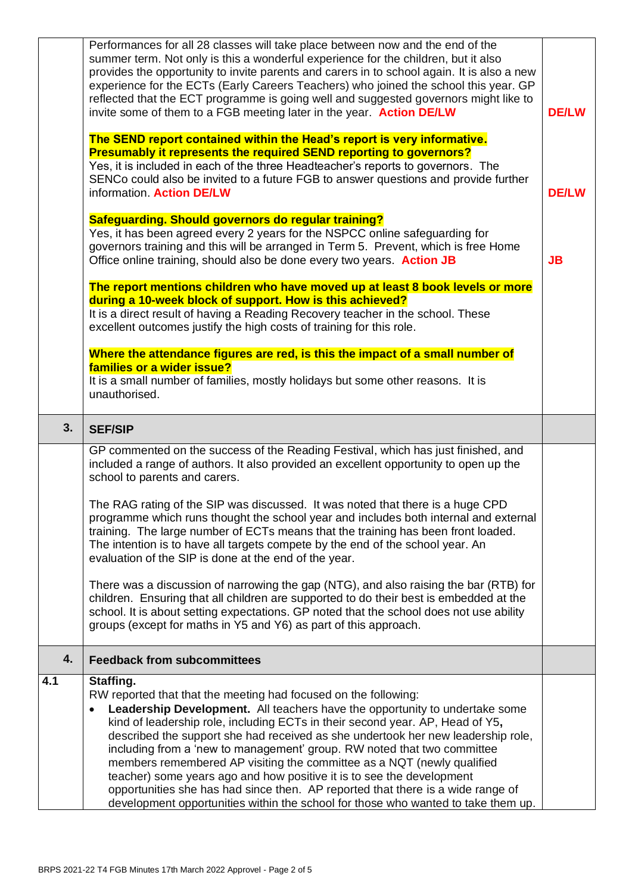| | | |
|---|---|---|
| | Performances for all 28 classes will take place between now and the end of the summer term. Not only is this a wonderful experience for the children, but it also provides the opportunity to invite parents and carers in to school again. It is also a new experience for the ECTs (Early Careers Teachers) who joined the school this year. GP reflected that the ECT programme is going well and suggested governors might like to invite some of them to a FGB meeting later in the year. **Action DE/LW** | **DE/LW** |
| | **The SEND report contained within the Head's report is very informative. Presumably it represents the required SEND reporting to governors?** Yes, it is included in each of the three Headteacher's reports to governors. The SENCo could also be invited to a future FGB to answer questions and provide further information. **Action DE/LW** | **DE/LW** |
| | **Safeguarding. Should governors do regular training?** Yes, it has been agreed every 2 years for the NSPCC online safeguarding for governors training and this will be arranged in Term 5. Prevent, which is free Home Office online training, should also be done every two years. **Action JB** | **JB** |
| | **The report mentions children who have moved up at least 8 book levels or more during a 10-week block of support. How is this achieved?** It is a direct result of having a Reading Recovery teacher in the school. These excellent outcomes justify the high costs of training for this role. | |
| | **Where the attendance figures are red, is this the impact of a small number of families or a wider issue?** It is a small number of families, mostly holidays but some other reasons. It is unauthorised. | |
| **3.** | **SEF/SIP** | |
| | GP commented on the success of the Reading Festival, which has just finished, and included a range of authors. It also provided an excellent opportunity to open up the school to parents and carers.<br><br>The RAG rating of the SIP was discussed. It was noted that there is a huge CPD programme which runs thought the school year and includes both internal and external training. The large number of ECTs means that the training has been front loaded. The intention is to have all targets compete by the end of the school year. An evaluation of the SIP is done at the end of the year.<br><br>There was a discussion of narrowing the gap (NTG), and also raising the bar (RTB) for children. Ensuring that all children are supported to do their best is embedded at the school. It is about setting expectations. GP noted that the school does not use ability groups (except for maths in Y5 and Y6) as part of this approach. | |
| **4.** | **Feedback from subcommittees** | |
| **4.1** | **Staffing.**<br>RW reported that that the meeting had focused on the following:<br>• **Leadership Development.** All teachers have the opportunity to undertake some kind of leadership role, including ECTs in their second year. AP, Head of Y5**,** described the support she had received as she undertook her new leadership role, including from a 'new to management' group. RW noted that two committee members remembered AP visiting the committee as a NQT (newly qualified teacher) some years ago and how positive it is to see the development opportunities she has had since then. AP reported that there is a wide range of development opportunities within the school for those who wanted to take them up. | |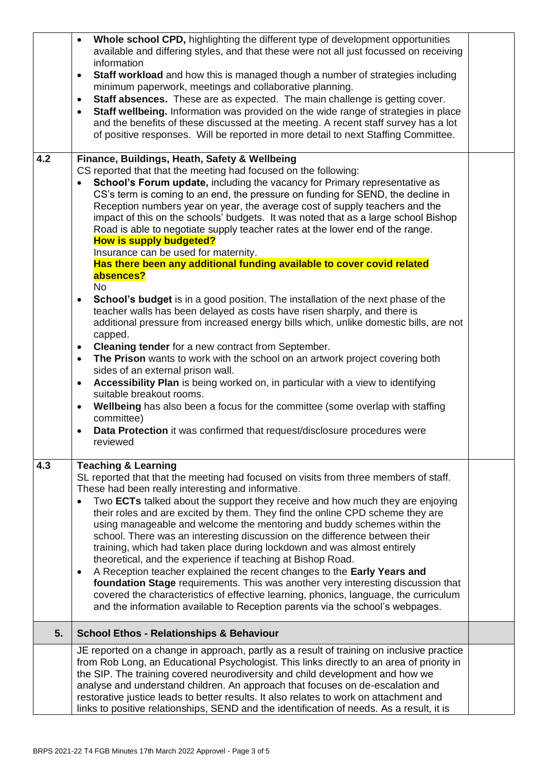| | | |
|---|---|---|
| | • **Whole school CPD,** highlighting the different type of development opportunities available and differing styles, and that these were not all just focussed on receiving information<br>• **Staff workload** and how this is managed though a number of strategies including minimum paperwork, meetings and collaborative planning.<br>• **Staff absences.** These are as expected. The main challenge is getting cover.<br>• **Staff wellbeing.** Information was provided on the wide range of strategies in place and the benefits of these discussed at the meeting. A recent staff survey has a lot of positive responses. Will be reported in more detail to next Staffing Committee. | |
| 4.2 | **Finance, Buildings, Heath, Safety & Wellbeing**<br>CS reported that that the meeting had focused on the following:<br>• **School's Forum update,** including the vacancy for Primary representative as CS's term is coming to an end, the pressure on funding for SEND, the decline in Reception numbers year on year, the average cost of supply teachers and the impact of this on the schools' budgets. It was noted that as a large school Bishop Road is able to negotiate supply teacher rates at the lower end of the range.<br>**How is supply budgeted?**<br>Insurance can be used for maternity.<br>**Has there been any additional funding available to cover covid related absences?**<br>No<br>• **School's budget** is in a good position. The installation of the next phase of the teacher walls has been delayed as costs have risen sharply, and there is additional pressure from increased energy bills which, unlike domestic bills, are not capped.<br>• **Cleaning tender** for a new contract from September.<br>• **The Prison** wants to work with the school on an artwork project covering both sides of an external prison wall.<br>• **Accessibility Plan** is being worked on, in particular with a view to identifying suitable breakout rooms.<br>• **Wellbeing** has also been a focus for the committee (some overlap with staffing committee)<br>• **Data Protection** it was confirmed that request/disclosure procedures were reviewed | |
| 4.3 | **Teaching & Learning**<br>SL reported that that the meeting had focused on visits from three members of staff. These had been really interesting and informative.<br>• Two **ECTs** talked about the support they receive and how much they are enjoying their roles and are excited by them. They find the online CPD scheme they are using manageable and welcome the mentoring and buddy schemes within the school. There was an interesting discussion on the difference between their training, which had taken place during lockdown and was almost entirely theoretical, and the experience if teaching at Bishop Road.<br>• A Reception teacher explained the recent changes to the **Early Years and foundation Stage** requirements. This was another very interesting discussion that covered the characteristics of effective learning, phonics, language, the curriculum and the information available to Reception parents via the school's webpages. | |
| **5.** | **School Ethos - Relationships & Behaviour** | |
| | JE reported on a change in approach, partly as a result of training on inclusive practice from Rob Long, an Educational Psychologist. This links directly to an area of priority in the SIP. The training covered neurodiversity and child development and how we analyse and understand children. An approach that focuses on de-escalation and restorative justice leads to better results. It also relates to work on attachment and links to positive relationships, SEND and the identification of needs. As a result, it is | |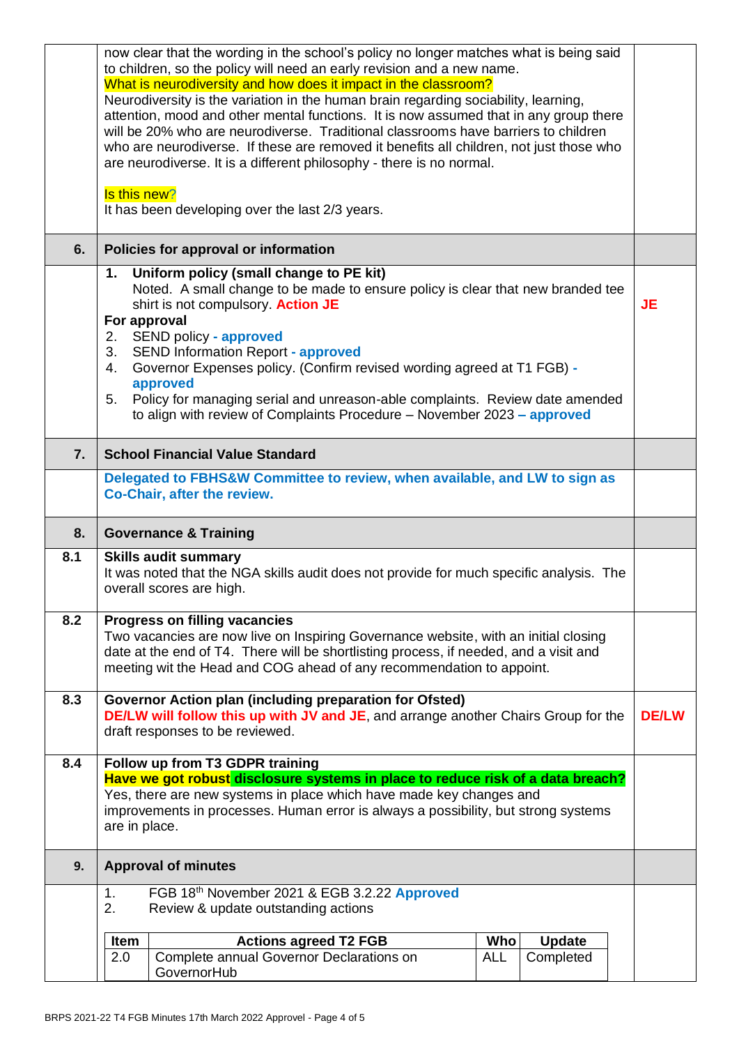| | | |
|---|---|---|
| | now clear that the wording in the school's policy no longer matches what is being said to children, so the policy will need an early revision and a new name.<br>What is neurodiversity and how does it impact in the classroom?<br>Neurodiversity is the variation in the human brain regarding sociability, learning, attention, mood and other mental functions. It is now assumed that in any group there will be 20% who are neurodiverse. Traditional classrooms have barriers to children who are neurodiverse. If these are removed it benefits all children, not just those who are neurodiverse. It is a different philosophy - there is no normal.<br><br>Is this new?<br>It has been developing over the last 2/3 years. | |
| **6.** | **Policies for approval or information** | |
| | 1. **Uniform policy (small change to PE kit)**<br>Noted. A small change to be made to ensure policy is clear that new branded tee shirt is not compulsory. **Action JE**<br>**For approval**<br>2. SEND policy **- approved**<br>3. SEND Information Report **- approved**<br>4. Governor Expenses policy. (Confirm revised wording agreed at T1 FGB) **- approved**<br>5. Policy for managing serial and unreason-able complaints. Review date amended to align with review of Complaints Procedure – November 2023 **– approved** | **JE** |
| **7.** | **School Financial Value Standard** | |
| | **Delegated to FBHS&W Committee to review, when available, and LW to sign as Co-Chair, after the review.** | |
| **8.** | **Governance & Training** | |
| **8.1** | **Skills audit summary**<br>It was noted that the NGA skills audit does not provide for much specific analysis. The overall scores are high. | |
| **8.2** | **Progress on filling vacancies**<br>Two vacancies are now live on Inspiring Governance website, with an initial closing date at the end of T4. There will be shortlisting process, if needed, and a visit and meeting wit the Head and COG ahead of any recommendation to appoint. | |
| **8.3** | **Governor Action plan (including preparation for Ofsted)**<br>**DE/LW will follow this up with JV and JE**, and arrange another Chairs Group for the draft responses to be reviewed. | **DE/LW** |
| **8.4** | **Follow up from T3 GDPR training**<br>**Have we got robust disclosure systems in place to reduce risk of a data breach?**<br>Yes, there are new systems in place which have made key changes and improvements in processes. Human error is always a possibility, but strong systems are in place. | |
| **9.** | **Approval of minutes** | |
| | 1. FGB 18th November 2021 & EGB 3.2.22 **Approved**<br>2. Review & update outstanding actions | |

| Item | Actions agreed T2 FGB | Who | Update |
|---|---|---|---|
| 2.0 | Complete annual Governor Declarations on GovernorHub | ALL | Completed |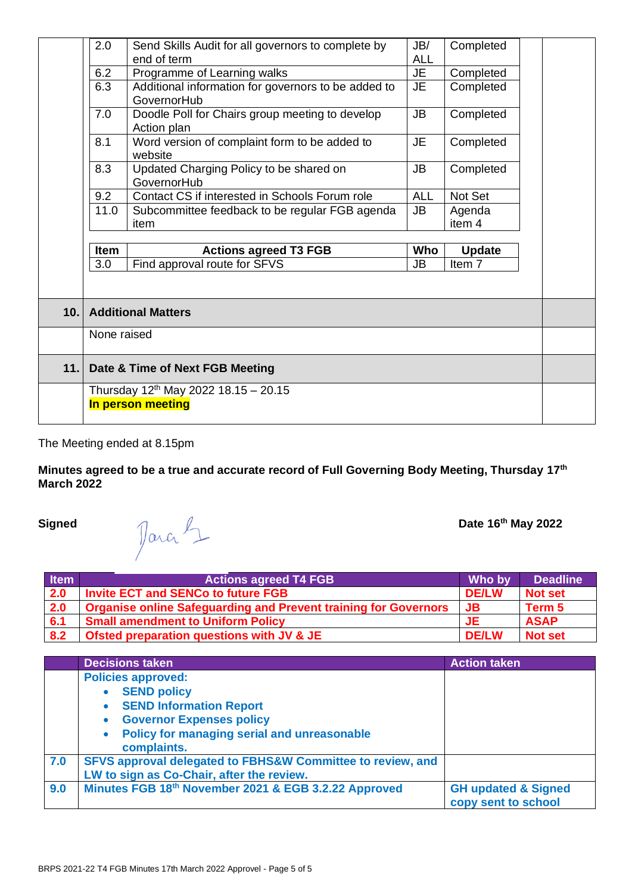| Item | Action | Who | Update |
|---|---|---|---|
| 2.0 | Send Skills Audit for all governors to complete by end of term | JB/ ALL | Completed |
| 6.2 | Programme of Learning walks | JE | Completed |
| 6.3 | Additional information for governors to be added to GovernorHub | JE | Completed |
| 7.0 | Doodle Poll for Chairs group meeting to develop Action plan | JB | Completed |
| 8.1 | Word version of complaint form to be added to website | JE | Completed |
| 8.3 | Updated Charging Policy to be shared on GovernorHub | JB | Completed |
| 9.2 | Contact CS if interested in Schools Forum role | ALL | Not Set |
| 11.0 | Subcommittee feedback to be regular FGB agenda item | JB | Agenda item 4 |

| Item | Actions agreed T3 FGB | Who | Update |
|---|---|---|---|
| 3.0 | Find approval route for SFVS | JB | Item 7 |

| | | |
|---|---|---|
| **10.** | **Additional Matters** | |
| | None raised | |
| **11.** | **Date & Time of Next FGB Meeting** | |
| | Thursday 12th May 2022 18.15 – 20.15<br>**In person meeting** | |

The Meeting ended at 8.15pm

**Minutes agreed to be a true and accurate record of Full Governing Body Meeting, Thursday 17th March 2022**

**Signed** Jara L **Date 16th May 2022**

| Item | Actions agreed T4 FGB | Who by | Deadline |
|---|---|---|---|
| 2.0 | Invite ECT and SENCo to future FGB | DE/LW | Not set |
| 2.0 | Organise online Safeguarding and Prevent training for Governors | JB | Term 5 |
| 6.1 | Small amendment to Uniform Policy | JE | ASAP |
| 8.2 | Ofsted preparation questions with JV & JE | DE/LW | Not set |

| | Decisions taken | Action taken |
|---|---|---|
| | **Policies approved:**<br>• SEND policy<br>• SEND Information Report<br>• Governor Expenses policy<br>• Policy for managing serial and unreasonable complaints. | |
| 7.0 | SFVS approval delegated to FBHS&W Committee to review, and LW to sign as Co-Chair, after the review. | |
| 9.0 | Minutes FGB 18th November 2021 & EGB 3.2.22 Approved | GH updated & Signed copy sent to school |